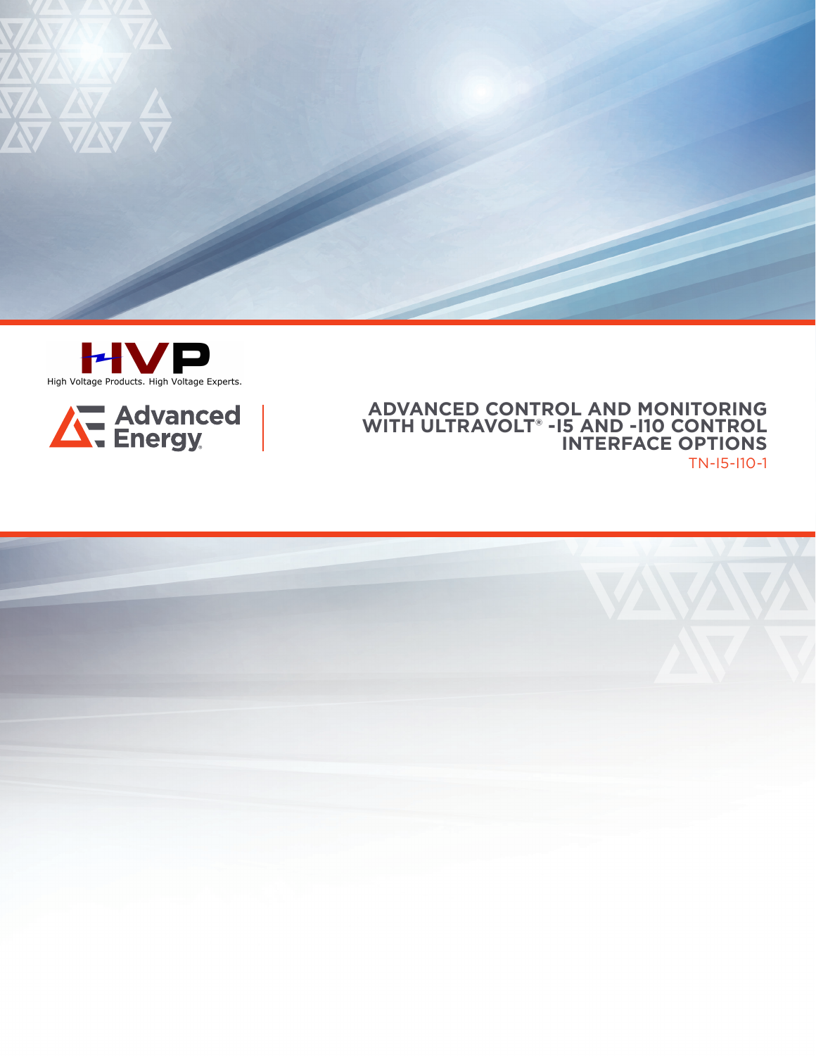HVP

High Voltage Products. High Voltage Experts.

Advanced Energy

# ADVANCED CONTROL AND MONITORING WITH ULTRAVOLT® -I5 AND -I10 CONTROL INTERFACE OPTIONS

TN-I5-I10-1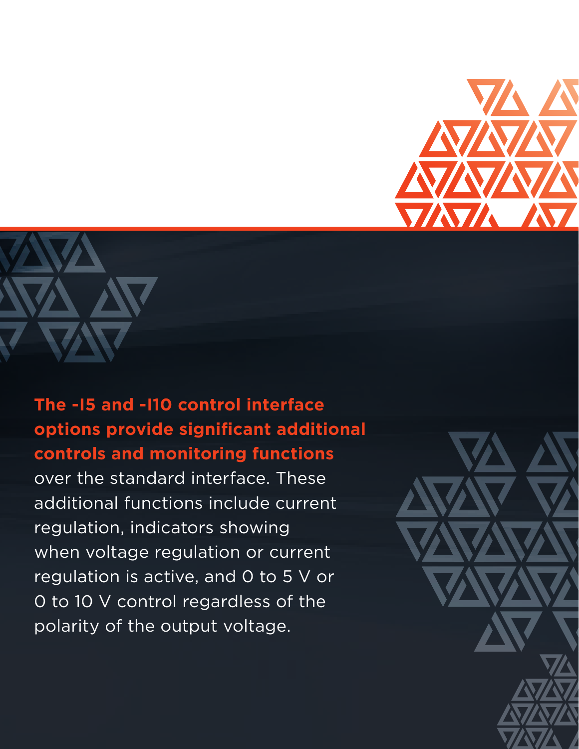**The -I5 and -I10 control interface options provide significant additional controls and monitoring functions** over the standard interface. These additional functions include current regulation, indicators showing when voltage regulation or current regulation is active, and 0 to 5 V or 0 to 10 V control regardless of the polarity of the output voltage.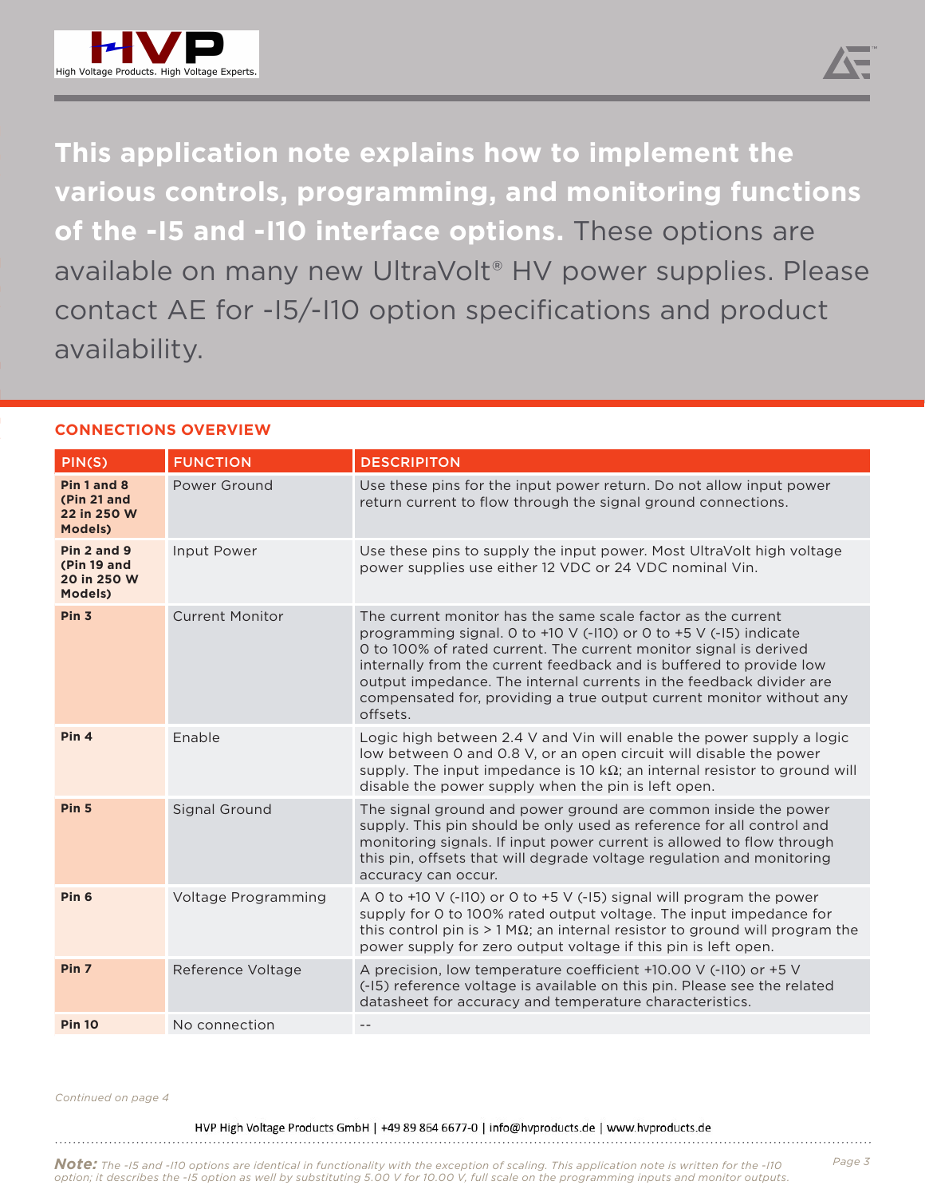**This application note explains how to implement the various controls, programming, and monitoring functions of the -I5 and -I10 interface options.** These options are available on many new UltraVolt® HV power supplies. Please contact AE for -I5/-I10 option specifications and product availability.

## CONNECTIONS OVERVIEW

| PIN(S) | FUNCTION | DESCRIPITON |
|---|---|---|
| **Pin 1 and 8 (Pin 21 and 22 in 250 W Models)** | Power Ground | Use these pins for the input power return. Do not allow input power return current to flow through the signal ground connections. |
| **Pin 2 and 9 (Pin 19 and 20 in 250 W Models)** | Input Power | Use these pins to supply the input power. Most UltraVolt high voltage power supplies use either 12 VDC or 24 VDC nominal Vin. |
| **Pin 3** | Current Monitor | The current monitor has the same scale factor as the current programming signal. 0 to +10 V (-I10) or 0 to +5 V (-I5) indicate 0 to 100% of rated current. The current monitor signal is derived internally from the current feedback and is buffered to provide low output impedance. The internal currents in the feedback divider are compensated for, providing a true output current monitor without any offsets. |
| **Pin 4** | Enable | Logic high between 2.4 V and Vin will enable the power supply a logic low between 0 and 0.8 V, or an open circuit will disable the power supply. The input impedance is 10 kΩ; an internal resistor to ground will disable the power supply when the pin is left open. |
| **Pin 5** | Signal Ground | The signal ground and power ground are common inside the power supply. This pin should be only used as reference for all control and monitoring signals. If input power current is allowed to flow through this pin, offsets that will degrade voltage regulation and monitoring accuracy can occur. |
| **Pin 6** | Voltage Programming | A 0 to +10 V (-I10) or 0 to +5 V (-I5) signal will program the power supply for 0 to 100% rated output voltage. The input impedance for this control pin is > 1 MΩ; an internal resistor to ground will program the power supply for zero output voltage if this pin is left open. |
| **Pin 7** | Reference Voltage | A precision, low temperature coefficient +10.00 V (-I10) or +5 V (-I5) reference voltage is available on this pin. Please see the related datasheet for accuracy and temperature characteristics. |
| **Pin 10** | No connection | -- |

*Continued on page 4*

***Note:*** *The -I5 and -I10 options are identical in functionality with the exception of scaling. This application note is written for the -I10 option; it describes the -I5 option as well by substituting 5.00 V for 10.00 V, full scale on the programming inputs and monitor outputs.*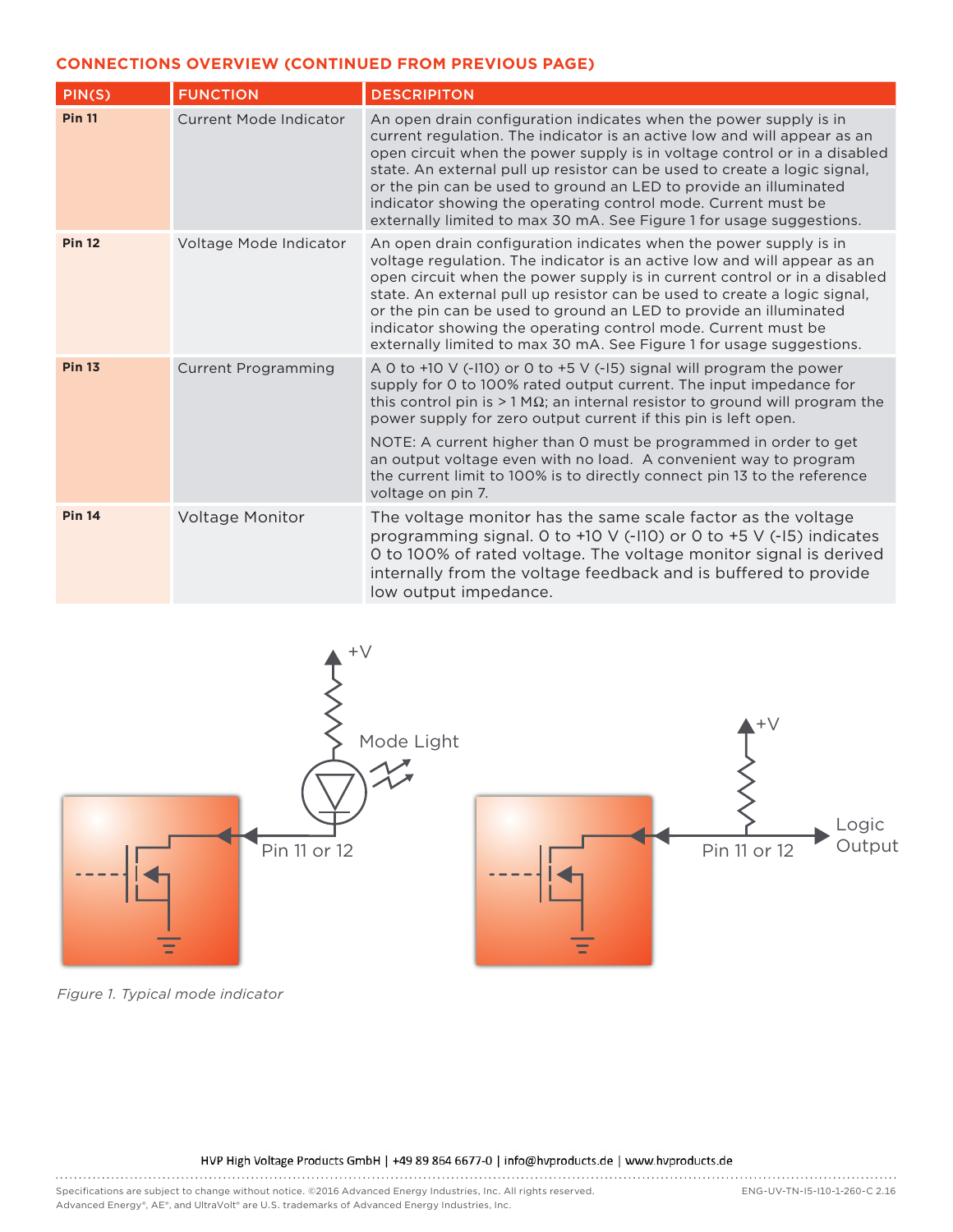## CONNECTIONS OVERVIEW (CONTINUED FROM PREVIOUS PAGE)

| PIN(S) | FUNCTION | DESCRIPITON |
|---|---|---|
| **Pin 11** | Current Mode Indicator | An open drain configuration indicates when the power supply is in current regulation. The indicator is an active low and will appear as an open circuit when the power supply is in voltage control or in a disabled state. An external pull up resistor can be used to create a logic signal, or the pin can be used to ground an LED to provide an illuminated indicator showing the operating control mode. Current must be externally limited to max 30 mA. See Figure 1 for usage suggestions. |
| **Pin 12** | Voltage Mode Indicator | An open drain configuration indicates when the power supply is in voltage regulation. The indicator is an active low and will appear as an open circuit when the power supply is in current control or in a disabled state. An external pull up resistor can be used to create a logic signal, or the pin can be used to ground an LED to provide an illuminated indicator showing the operating control mode. Current must be externally limited to max 30 mA. See Figure 1 for usage suggestions. |
| **Pin 13** | Current Programming | A 0 to +10 V (-I10) or 0 to +5 V (-I5) signal will program the power supply for 0 to 100% rated output current. The input impedance for this control pin is > 1 MΩ; an internal resistor to ground will program the power supply for zero output current if this pin is left open. NOTE: A current higher than 0 must be programmed in order to get an output voltage even with no load. A convenient way to program the current limit to 100% is to directly connect pin 13 to the reference voltage on pin 7. |
| **Pin 14** | Voltage Monitor | The voltage monitor has the same scale factor as the voltage programming signal. 0 to +10 V (-I10) or 0 to +5 V (-I5) indicates 0 to 100% of rated voltage. The voltage monitor signal is derived internally from the voltage feedback and is buffered to provide low output impedance. |

+V

Mode Light

Pin 11 or 12

+V

Pin 11 or 12

Logic Output

*Figure 1. Typical mode indicator*

HVP High Voltage Products GmbH | +49 89 864 6677-0 | info@hvproducts.de | www.hvproducts.de

Specifications are subject to change without notice. ©2016 Advanced Energy Industries, Inc. All rights reserved.
Advanced Energy®, AE®, and UltraVolt® are U.S. trademarks of Advanced Energy Industries, Inc.

ENG-UV-TN-I5-I10-1-260-C 2.16